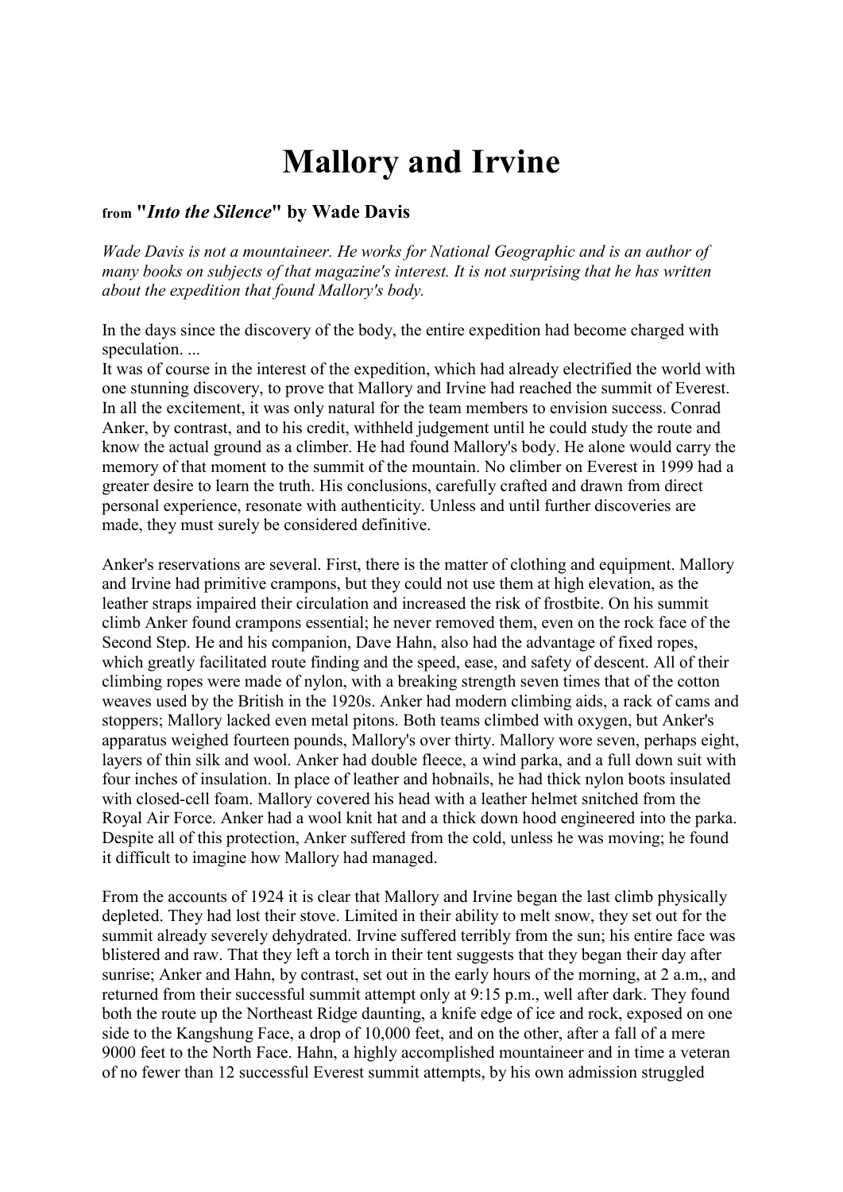# Mallory and Irvine

**from "*Into the Silence*" by Wade Davis**

*Wade Davis is not a mountaineer. He works for National Geographic and is an author of many books on subjects of that magazine's interest. It is not surprising that he has written about the expedition that found Mallory's body.*

In the days since the discovery of the body, the entire expedition had become charged with speculation. ...
It was of course in the interest of the expedition, which had already electrified the world with one stunning discovery, to prove that Mallory and Irvine had reached the summit of Everest. In all the excitement, it was only natural for the team members to envision success. Conrad Anker, by contrast, and to his credit, withheld judgement until he could study the route and know the actual ground as a climber. He had found Mallory's body. He alone would carry the memory of that moment to the summit of the mountain. No climber on Everest in 1999 had a greater desire to learn the truth. His conclusions, carefully crafted and drawn from direct personal experience, resonate with authenticity. Unless and until further discoveries are made, they must surely be considered definitive.

Anker's reservations are several. First, there is the matter of clothing and equipment. Mallory and Irvine had primitive crampons, but they could not use them at high elevation, as the leather straps impaired their circulation and increased the risk of frostbite. On his summit climb Anker found crampons essential; he never removed them, even on the rock face of the Second Step. He and his companion, Dave Hahn, also had the advantage of fixed ropes, which greatly facilitated route finding and the speed, ease, and safety of descent. All of their climbing ropes were made of nylon, with a breaking strength seven times that of the cotton weaves used by the British in the 1920s. Anker had modern climbing aids, a rack of cams and stoppers; Mallory lacked even metal pitons. Both teams climbed with oxygen, but Anker's apparatus weighed fourteen pounds, Mallory's over thirty. Mallory wore seven, perhaps eight, layers of thin silk and wool. Anker had double fleece, a wind parka, and a full down suit with four inches of insulation. In place of leather and hobnails, he had thick nylon boots insulated with closed-cell foam. Mallory covered his head with a leather helmet snitched from the Royal Air Force. Anker had a wool knit hat and a thick down hood engineered into the parka. Despite all of this protection, Anker suffered from the cold, unless he was moving; he found it difficult to imagine how Mallory had managed.

From the accounts of 1924 it is clear that Mallory and Irvine began the last climb physically depleted. They had lost their stove. Limited in their ability to melt snow, they set out for the summit already severely dehydrated. Irvine suffered terribly from the sun; his entire face was blistered and raw. That they left a torch in their tent suggests that they began their day after sunrise; Anker and Hahn, by contrast, set out in the early hours of the morning, at 2 a.m,, and returned from their successful summit attempt only at 9:15 p.m., well after dark. They found both the route up the Northeast Ridge daunting, a knife edge of ice and rock, exposed on one side to the Kangshung Face, a drop of 10,000 feet, and on the other, after a fall of a mere 9000 feet to the North Face. Hahn, a highly accomplished mountaineer and in time a veteran of no fewer than 12 successful Everest summit attempts, by his own admission struggled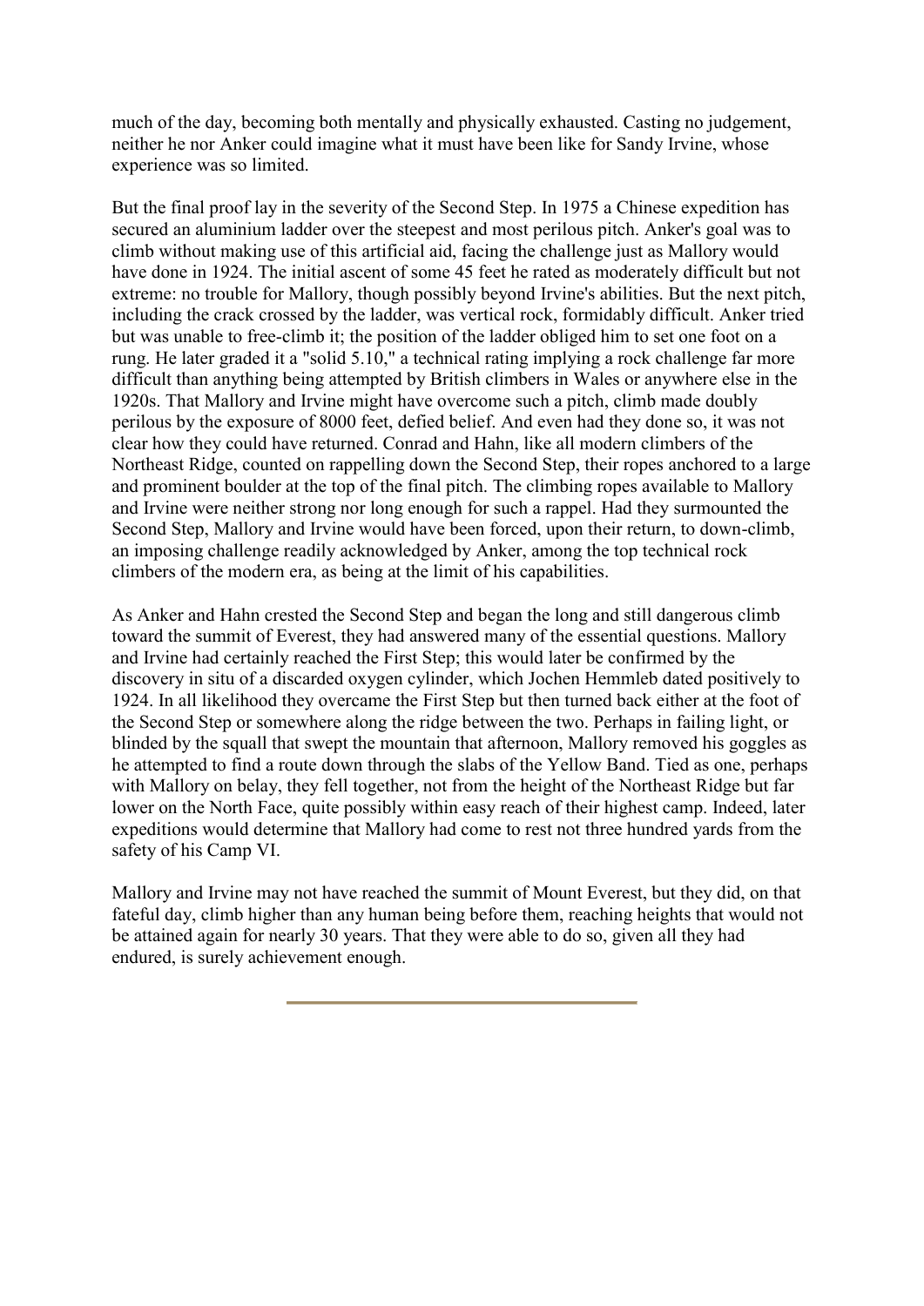much of the day, becoming both mentally and physically exhausted. Casting no judgement, neither he nor Anker could imagine what it must have been like for Sandy Irvine, whose experience was so limited.

But the final proof lay in the severity of the Second Step. In 1975 a Chinese expedition has secured an aluminium ladder over the steepest and most perilous pitch. Anker's goal was to climb without making use of this artificial aid, facing the challenge just as Mallory would have done in 1924. The initial ascent of some 45 feet he rated as moderately difficult but not extreme: no trouble for Mallory, though possibly beyond Irvine's abilities. But the next pitch, including the crack crossed by the ladder, was vertical rock, formidably difficult. Anker tried but was unable to free-climb it; the position of the ladder obliged him to set one foot on a rung. He later graded it a "solid 5.10," a technical rating implying a rock challenge far more difficult than anything being attempted by British climbers in Wales or anywhere else in the 1920s. That Mallory and Irvine might have overcome such a pitch, climb made doubly perilous by the exposure of 8000 feet, defied belief. And even had they done so, it was not clear how they could have returned. Conrad and Hahn, like all modern climbers of the Northeast Ridge, counted on rappelling down the Second Step, their ropes anchored to a large and prominent boulder at the top of the final pitch. The climbing ropes available to Mallory and Irvine were neither strong nor long enough for such a rappel. Had they surmounted the Second Step, Mallory and Irvine would have been forced, upon their return, to down-climb, an imposing challenge readily acknowledged by Anker, among the top technical rock climbers of the modern era, as being at the limit of his capabilities.

As Anker and Hahn crested the Second Step and began the long and still dangerous climb toward the summit of Everest, they had answered many of the essential questions. Mallory and Irvine had certainly reached the First Step; this would later be confirmed by the discovery in situ of a discarded oxygen cylinder, which Jochen Hemmleb dated positively to 1924. In all likelihood they overcame the First Step but then turned back either at the foot of the Second Step or somewhere along the ridge between the two. Perhaps in failing light, or blinded by the squall that swept the mountain that afternoon, Mallory removed his goggles as he attempted to find a route down through the slabs of the Yellow Band. Tied as one, perhaps with Mallory on belay, they fell together, not from the height of the Northeast Ridge but far lower on the North Face, quite possibly within easy reach of their highest camp. Indeed, later expeditions would determine that Mallory had come to rest not three hundred yards from the safety of his Camp VI.

Mallory and Irvine may not have reached the summit of Mount Everest, but they did, on that fateful day, climb higher than any human being before them, reaching heights that would not be attained again for nearly 30 years. That they were able to do so, given all they had endured, is surely achievement enough.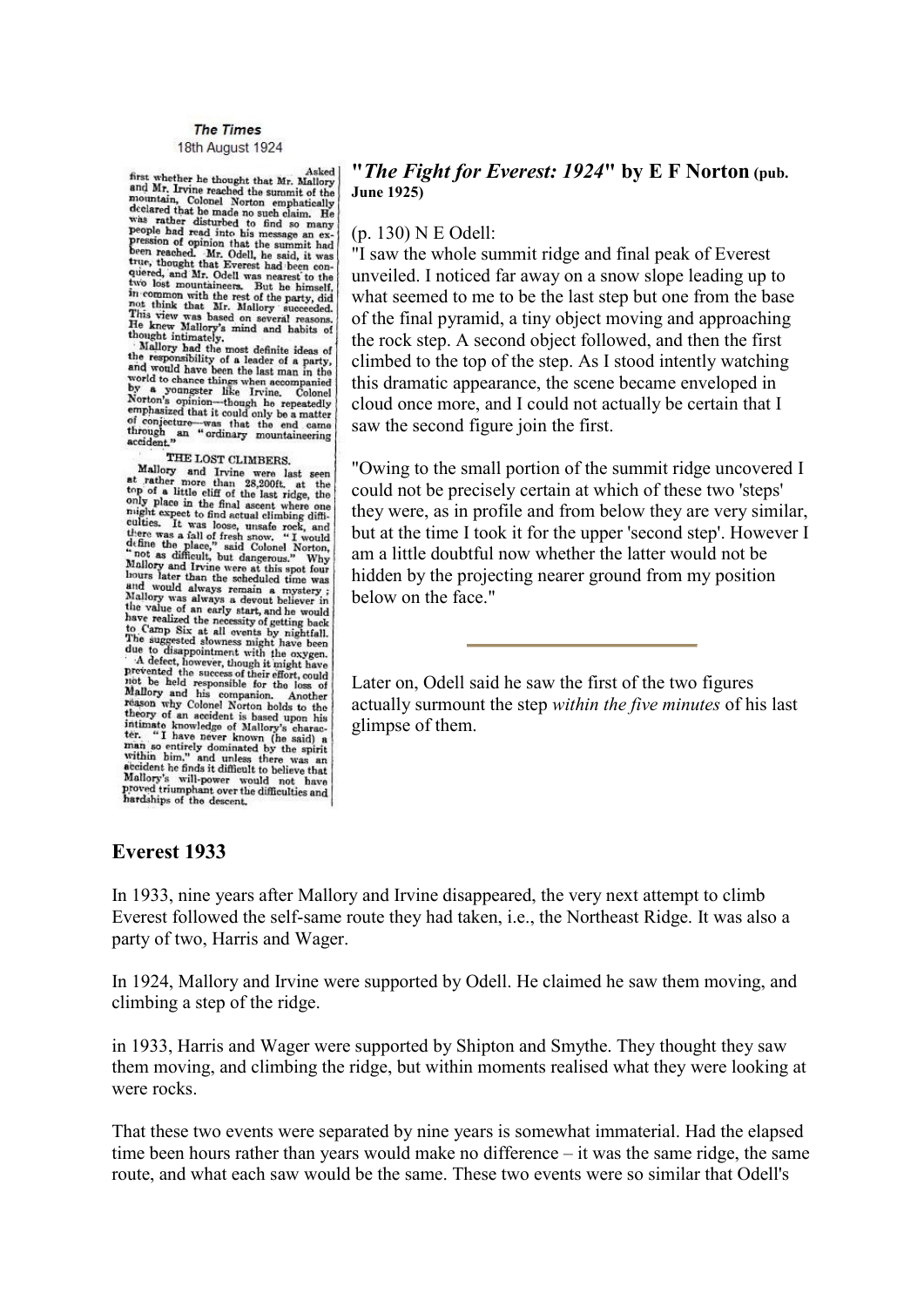**The Times**
18th August 1924

Asked first whether he thought that Mr. Mallory and Mr. Irvine reached the summit of the mountain, Colonel Norton emphatically declared that he made no such claim. He was rather disturbed to find so many people had read into his message an expression of opinion that the summit had been reached. Mr. Odell, he said, it was true, thought that Everest had been conquered, and Mr. Odell was nearest to the two lost mountaineers. But he himself, in common with the rest of the party, did not think that Mr. Mallory succeeded. This view was based on several reasons. He knew Mallory's mind and habits of thought intimately.

Mallory had the most definite ideas of the responsibility of a leader of a party, and would have been the last man in the world to chance things when accompanied by a youngster like Irvine. Colonel Norton's opinion—though he repeatedly emphasized that it could only be a matter of conjecture—was that the end came through an "ordinary mountaineering accident."

THE LOST CLIMBERS.

Mallory and Irvine were last seen at rather more than 28,200ft. at the top of a little cliff of the last ridge, the only place in the final ascent where one might expect to find actual climbing difficulties. It was loose, unsafe rock, and there was a fall of fresh snow. "I would define the place," said Colonel Norton, "not as difficult, but dangerous." Why Mallory and Irvine were at this spot four hours later than the scheduled time was and would always remain a mystery; Mallory was always a devout believer in the value of an early start, and he would have realized the necessity of getting back to Camp Six at all events by nightfall. The suggested slowness might have been due to disappointment with the oxygen.

A defect, however, though it might have prevented the success of their effort, could not be held responsible for the loss of Mallory and his companion. Another reason why Colonel Norton holds to the theory of an accident is based upon his intimate knowledge of Mallory's character. "I have never known (he said) a man so entirely dominated by the spirit within him," and unless there was an accident he finds it difficult to believe that Mallory's will-power would not have proved triumphant over the difficulties and hardships of the descent.

**"*The Fight for Everest: 1924*" by E F Norton (pub. June 1925)**

(p. 130) N E Odell:

"I saw the whole summit ridge and final peak of Everest unveiled. I noticed far away on a snow slope leading up to what seemed to me to be the last step but one from the base of the final pyramid, a tiny object moving and approaching the rock step. A second object followed, and then the first climbed to the top of the step. As I stood intently watching this dramatic appearance, the scene became enveloped in cloud once more, and I could not actually be certain that I saw the second figure join the first.

"Owing to the small portion of the summit ridge uncovered I could not be precisely certain at which of these two 'steps' they were, as in profile and from below they are very similar, but at the time I took it for the upper 'second step'. However I am a little doubtful now whether the latter would not be hidden by the projecting nearer ground from my position below on the face."

---

Later on, Odell said he saw the first of the two figures actually surmount the step *within the five minutes* of his last glimpse of them.

## Everest 1933

In 1933, nine years after Mallory and Irvine disappeared, the very next attempt to climb Everest followed the self-same route they had taken, i.e., the Northeast Ridge. It was also a party of two, Harris and Wager.

In 1924, Mallory and Irvine were supported by Odell. He claimed he saw them moving, and climbing a step of the ridge.

in 1933, Harris and Wager were supported by Shipton and Smythe. They thought they saw them moving, and climbing the ridge, but within moments realised what they were looking at were rocks.

That these two events were separated by nine years is somewhat immaterial. Had the elapsed time been hours rather than years would make no difference – it was the same ridge, the same route, and what each saw would be the same. These two events were so similar that Odell's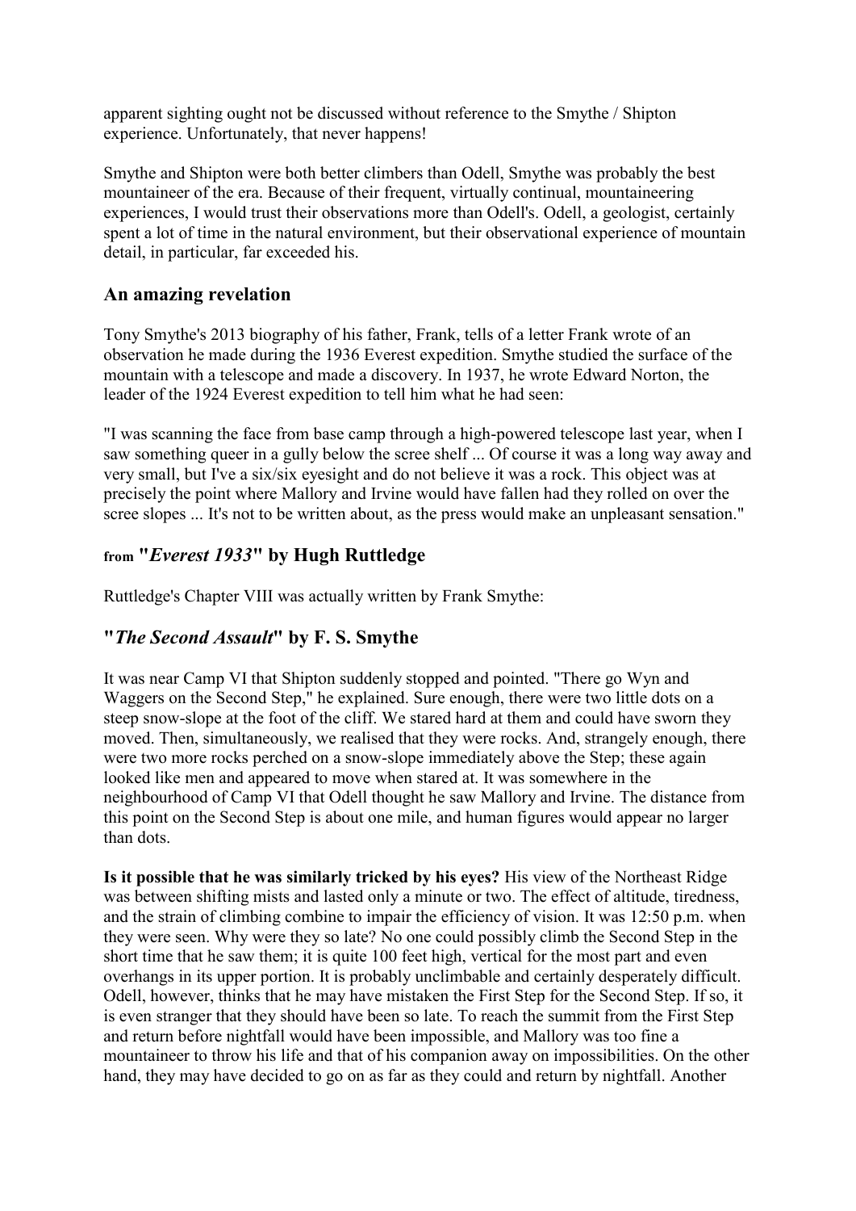apparent sighting ought not be discussed without reference to the Smythe / Shipton experience. Unfortunately, that never happens!

Smythe and Shipton were both better climbers than Odell, Smythe was probably the best mountaineer of the era. Because of their frequent, virtually continual, mountaineering experiences, I would trust their observations more than Odell's. Odell, a geologist, certainly spent a lot of time in the natural environment, but their observational experience of mountain detail, in particular, far exceeded his.

## An amazing revelation

Tony Smythe's 2013 biography of his father, Frank, tells of a letter Frank wrote of an observation he made during the 1936 Everest expedition. Smythe studied the surface of the mountain with a telescope and made a discovery. In 1937, he wrote Edward Norton, the leader of the 1924 Everest expedition to tell him what he had seen:

"I was scanning the face from base camp through a high-powered telescope last year, when I saw something queer in a gully below the scree shelf ... Of course it was a long way away and very small, but I've a six/six eyesight and do not believe it was a rock. This object was at precisely the point where Mallory and Irvine would have fallen had they rolled on over the scree slopes ... It's not to be written about, as the press would make an unpleasant sensation."

## from "*Everest 1933*" by Hugh Ruttledge

Ruttledge's Chapter VIII was actually written by Frank Smythe:

## "*The Second Assault*" by F. S. Smythe

It was near Camp VI that Shipton suddenly stopped and pointed. "There go Wyn and Waggers on the Second Step," he explained. Sure enough, there were two little dots on a steep snow-slope at the foot of the cliff. We stared hard at them and could have sworn they moved. Then, simultaneously, we realised that they were rocks. And, strangely enough, there were two more rocks perched on a snow-slope immediately above the Step; these again looked like men and appeared to move when stared at. It was somewhere in the neighbourhood of Camp VI that Odell thought he saw Mallory and Irvine. The distance from this point on the Second Step is about one mile, and human figures would appear no larger than dots.

**Is it possible that he was similarly tricked by his eyes?** His view of the Northeast Ridge was between shifting mists and lasted only a minute or two. The effect of altitude, tiredness, and the strain of climbing combine to impair the efficiency of vision. It was 12:50 p.m. when they were seen. Why were they so late? No one could possibly climb the Second Step in the short time that he saw them; it is quite 100 feet high, vertical for the most part and even overhangs in its upper portion. It is probably unclimbable and certainly desperately difficult. Odell, however, thinks that he may have mistaken the First Step for the Second Step. If so, it is even stranger that they should have been so late. To reach the summit from the First Step and return before nightfall would have been impossible, and Mallory was too fine a mountaineer to throw his life and that of his companion away on impossibilities. On the other hand, they may have decided to go on as far as they could and return by nightfall. Another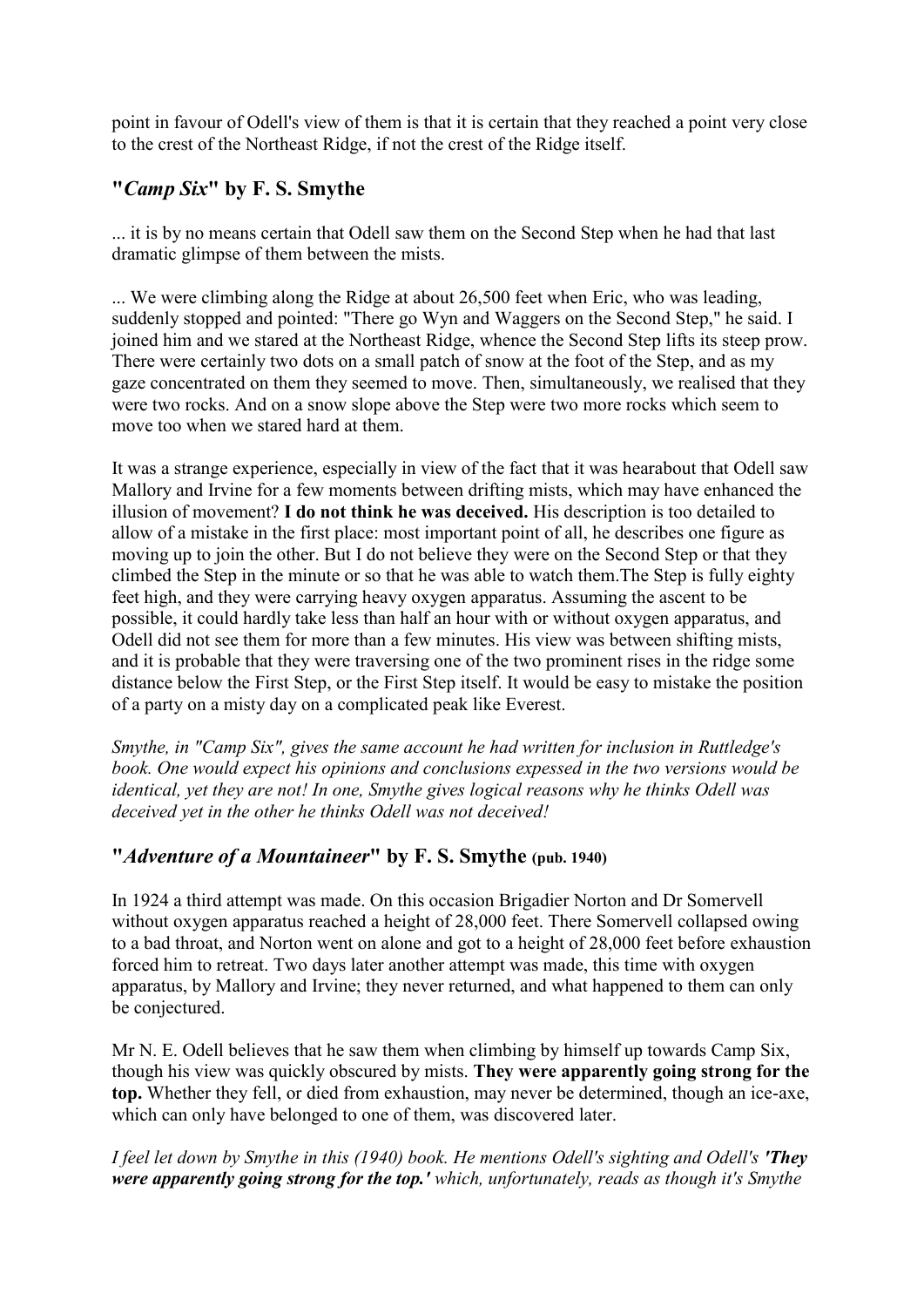point in favour of Odell's view of them is that it is certain that they reached a point very close to the crest of the Northeast Ridge, if not the crest of the Ridge itself.

## "*Camp Six*" by F. S. Smythe

... it is by no means certain that Odell saw them on the Second Step when he had that last dramatic glimpse of them between the mists.

... We were climbing along the Ridge at about 26,500 feet when Eric, who was leading, suddenly stopped and pointed: "There go Wyn and Waggers on the Second Step," he said. I joined him and we stared at the Northeast Ridge, whence the Second Step lifts its steep prow. There were certainly two dots on a small patch of snow at the foot of the Step, and as my gaze concentrated on them they seemed to move. Then, simultaneously, we realised that they were two rocks. And on a snow slope above the Step were two more rocks which seem to move too when we stared hard at them.

It was a strange experience, especially in view of the fact that it was hearabout that Odell saw Mallory and Irvine for a few moments between drifting mists, which may have enhanced the illusion of movement? **I do not think he was deceived.** His description is too detailed to allow of a mistake in the first place: most important point of all, he describes one figure as moving up to join the other. But I do not believe they were on the Second Step or that they climbed the Step in the minute or so that he was able to watch them.The Step is fully eighty feet high, and they were carrying heavy oxygen apparatus. Assuming the ascent to be possible, it could hardly take less than half an hour with or without oxygen apparatus, and Odell did not see them for more than a few minutes. His view was between shifting mists, and it is probable that they were traversing one of the two prominent rises in the ridge some distance below the First Step, or the First Step itself. It would be easy to mistake the position of a party on a misty day on a complicated peak like Everest.

*Smythe, in "Camp Six", gives the same account he had written for inclusion in Ruttledge's book. One would expect his opinions and conclusions expessed in the two versions would be identical, yet they are not! In one, Smythe gives logical reasons why he thinks Odell was deceived yet in the other he thinks Odell was not deceived!*

## "*Adventure of a Mountaineer*" by F. S. Smythe (pub. 1940)

In 1924 a third attempt was made. On this occasion Brigadier Norton and Dr Somervell without oxygen apparatus reached a height of 28,000 feet. There Somervell collapsed owing to a bad throat, and Norton went on alone and got to a height of 28,000 feet before exhaustion forced him to retreat. Two days later another attempt was made, this time with oxygen apparatus, by Mallory and Irvine; they never returned, and what happened to them can only be conjectured.

Mr N. E. Odell believes that he saw them when climbing by himself up towards Camp Six, though his view was quickly obscured by mists. **They were apparently going strong for the top.** Whether they fell, or died from exhaustion, may never be determined, though an ice-axe, which can only have belonged to one of them, was discovered later.

*I feel let down by Smythe in this (1940) book. He mentions Odell's sighting and Odell's* ***'They were apparently going strong for the top.'*** *which, unfortunately, reads as though it's Smythe*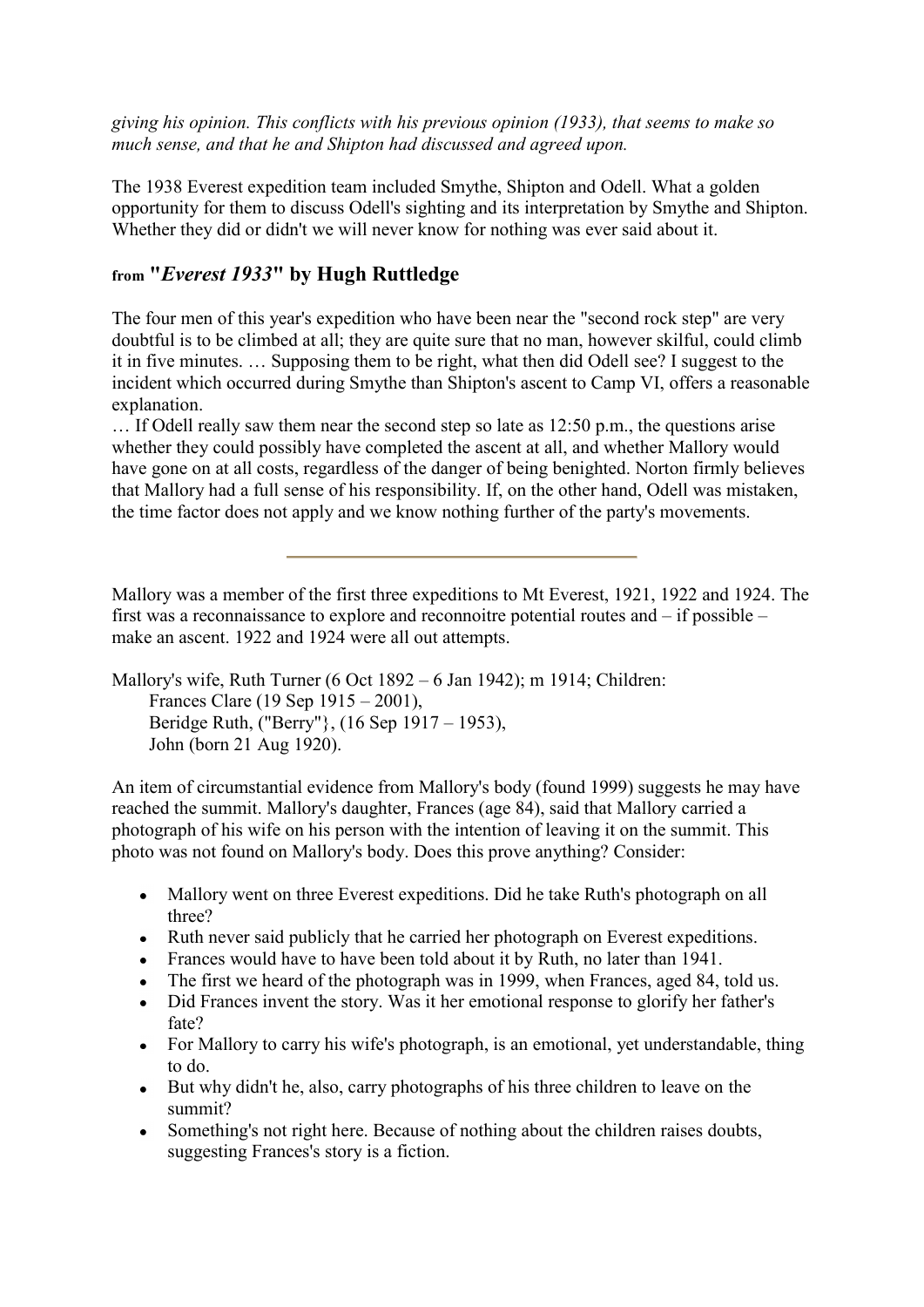*giving his opinion. This conflicts with his previous opinion (1933), that seems to make so much sense, and that he and Shipton had discussed and agreed upon.*

The 1938 Everest expedition team included Smythe, Shipton and Odell. What a golden opportunity for them to discuss Odell's sighting and its interpretation by Smythe and Shipton. Whether they did or didn't we will never know for nothing was ever said about it.

### from "*Everest 1933*" by Hugh Ruttledge

The four men of this year's expedition who have been near the "second rock step" are very doubtful is to be climbed at all; they are quite sure that no man, however skilful, could climb it in five minutes. … Supposing them to be right, what then did Odell see? I suggest to the incident which occurred during Smythe than Shipton's ascent to Camp VI, offers a reasonable explanation.

… If Odell really saw them near the second step so late as 12:50 p.m., the questions arise whether they could possibly have completed the ascent at all, and whether Mallory would have gone on at all costs, regardless of the danger of being benighted. Norton firmly believes that Mallory had a full sense of his responsibility. If, on the other hand, Odell was mistaken, the time factor does not apply and we know nothing further of the party's movements.

---

Mallory was a member of the first three expeditions to Mt Everest, 1921, 1922 and 1924. The first was a reconnaissance to explore and reconnoitre potential routes and – if possible – make an ascent. 1922 and 1924 were all out attempts.

Mallory's wife, Ruth Turner (6 Oct 1892 – 6 Jan 1942); m 1914; Children:
Frances Clare (19 Sep 1915 – 2001),
Beridge Ruth, ("Berry"}, (16 Sep 1917 – 1953),
John (born 21 Aug 1920).

An item of circumstantial evidence from Mallory's body (found 1999) suggests he may have reached the summit. Mallory's daughter, Frances (age 84), said that Mallory carried a photograph of his wife on his person with the intention of leaving it on the summit. This photo was not found on Mallory's body. Does this prove anything? Consider:

- Mallory went on three Everest expeditions. Did he take Ruth's photograph on all three?
- Ruth never said publicly that he carried her photograph on Everest expeditions.
- Frances would have to have been told about it by Ruth, no later than 1941.
- The first we heard of the photograph was in 1999, when Frances, aged 84, told us.
- Did Frances invent the story. Was it her emotional response to glorify her father's fate?
- For Mallory to carry his wife's photograph, is an emotional, yet understandable, thing to do.
- But why didn't he, also, carry photographs of his three children to leave on the summit?
- Something's not right here. Because of nothing about the children raises doubts, suggesting Frances's story is a fiction.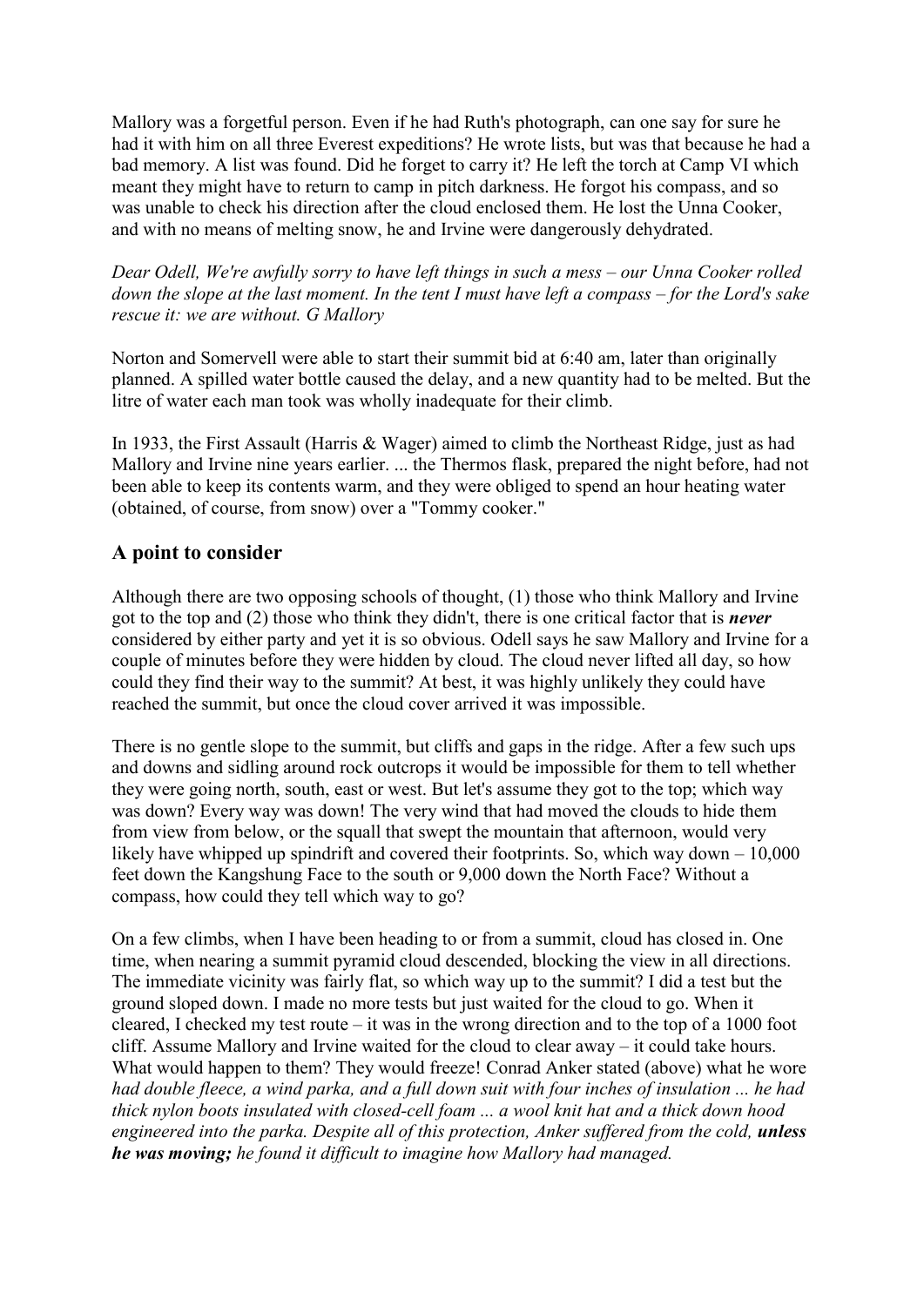Mallory was a forgetful person. Even if he had Ruth's photograph, can one say for sure he had it with him on all three Everest expeditions? He wrote lists, but was that because he had a bad memory. A list was found. Did he forget to carry it? He left the torch at Camp VI which meant they might have to return to camp in pitch darkness. He forgot his compass, and so was unable to check his direction after the cloud enclosed them. He lost the Unna Cooker, and with no means of melting snow, he and Irvine were dangerously dehydrated.

*Dear Odell, We're awfully sorry to have left things in such a mess – our Unna Cooker rolled down the slope at the last moment. In the tent I must have left a compass – for the Lord's sake rescue it: we are without. G Mallory*

Norton and Somervell were able to start their summit bid at 6:40 am, later than originally planned. A spilled water bottle caused the delay, and a new quantity had to be melted. But the litre of water each man took was wholly inadequate for their climb.

In 1933, the First Assault (Harris & Wager) aimed to climb the Northeast Ridge, just as had Mallory and Irvine nine years earlier. ... the Thermos flask, prepared the night before, had not been able to keep its contents warm, and they were obliged to spend an hour heating water (obtained, of course, from snow) over a "Tommy cooker."

## A point to consider

Although there are two opposing schools of thought, (1) those who think Mallory and Irvine got to the top and (2) those who think they didn't, there is one critical factor that is ***never*** considered by either party and yet it is so obvious. Odell says he saw Mallory and Irvine for a couple of minutes before they were hidden by cloud. The cloud never lifted all day, so how could they find their way to the summit? At best, it was highly unlikely they could have reached the summit, but once the cloud cover arrived it was impossible.

There is no gentle slope to the summit, but cliffs and gaps in the ridge. After a few such ups and downs and sidling around rock outcrops it would be impossible for them to tell whether they were going north, south, east or west. But let's assume they got to the top; which way was down? Every way was down! The very wind that had moved the clouds to hide them from view from below, or the squall that swept the mountain that afternoon, would very likely have whipped up spindrift and covered their footprints. So, which way down – 10,000 feet down the Kangshung Face to the south or 9,000 down the North Face? Without a compass, how could they tell which way to go?

On a few climbs, when I have been heading to or from a summit, cloud has closed in. One time, when nearing a summit pyramid cloud descended, blocking the view in all directions. The immediate vicinity was fairly flat, so which way up to the summit? I did a test but the ground sloped down. I made no more tests but just waited for the cloud to go. When it cleared, I checked my test route – it was in the wrong direction and to the top of a 1000 foot cliff. Assume Mallory and Irvine waited for the cloud to clear away – it could take hours. What would happen to them? They would freeze! Conrad Anker stated (above) what he wore *had double fleece, a wind parka, and a full down suit with four inches of insulation ... he had thick nylon boots insulated with closed-cell foam ... a wool knit hat and a thick down hood engineered into the parka. Despite all of this protection, Anker suffered from the cold,* ***unless he was moving;*** *he found it difficult to imagine how Mallory had managed.*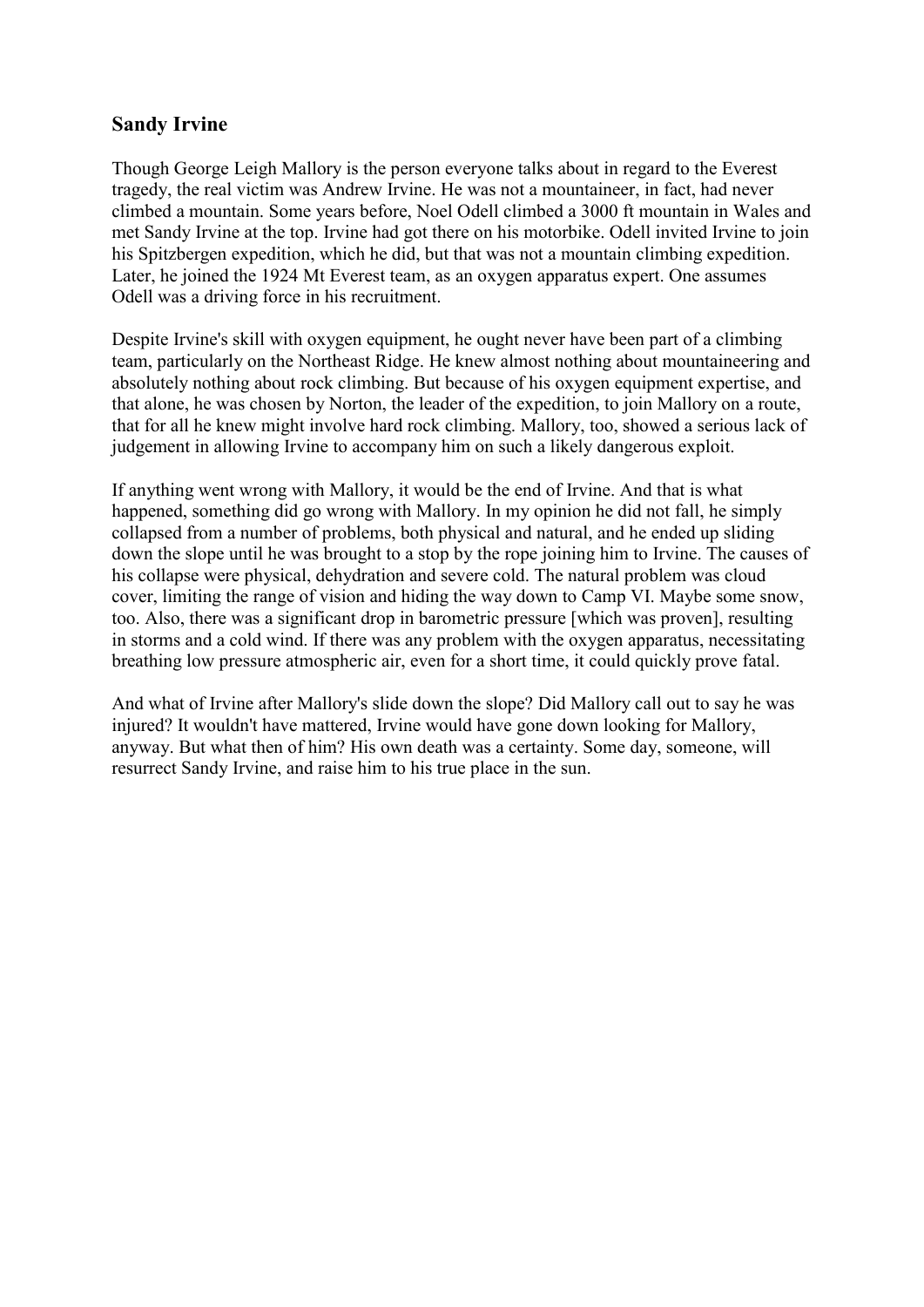## Sandy Irvine

Though George Leigh Mallory is the person everyone talks about in regard to the Everest tragedy, the real victim was Andrew Irvine. He was not a mountaineer, in fact, had never climbed a mountain. Some years before, Noel Odell climbed a 3000 ft mountain in Wales and met Sandy Irvine at the top. Irvine had got there on his motorbike. Odell invited Irvine to join his Spitzbergen expedition, which he did, but that was not a mountain climbing expedition. Later, he joined the 1924 Mt Everest team, as an oxygen apparatus expert. One assumes Odell was a driving force in his recruitment.

Despite Irvine's skill with oxygen equipment, he ought never have been part of a climbing team, particularly on the Northeast Ridge. He knew almost nothing about mountaineering and absolutely nothing about rock climbing. But because of his oxygen equipment expertise, and that alone, he was chosen by Norton, the leader of the expedition, to join Mallory on a route, that for all he knew might involve hard rock climbing. Mallory, too, showed a serious lack of judgement in allowing Irvine to accompany him on such a likely dangerous exploit.

If anything went wrong with Mallory, it would be the end of Irvine. And that is what happened, something did go wrong with Mallory. In my opinion he did not fall, he simply collapsed from a number of problems, both physical and natural, and he ended up sliding down the slope until he was brought to a stop by the rope joining him to Irvine. The causes of his collapse were physical, dehydration and severe cold. The natural problem was cloud cover, limiting the range of vision and hiding the way down to Camp VI. Maybe some snow, too. Also, there was a significant drop in barometric pressure [which was proven], resulting in storms and a cold wind. If there was any problem with the oxygen apparatus, necessitating breathing low pressure atmospheric air, even for a short time, it could quickly prove fatal.

And what of Irvine after Mallory's slide down the slope? Did Mallory call out to say he was injured? It wouldn't have mattered, Irvine would have gone down looking for Mallory, anyway. But what then of him? His own death was a certainty. Some day, someone, will resurrect Sandy Irvine, and raise him to his true place in the sun.